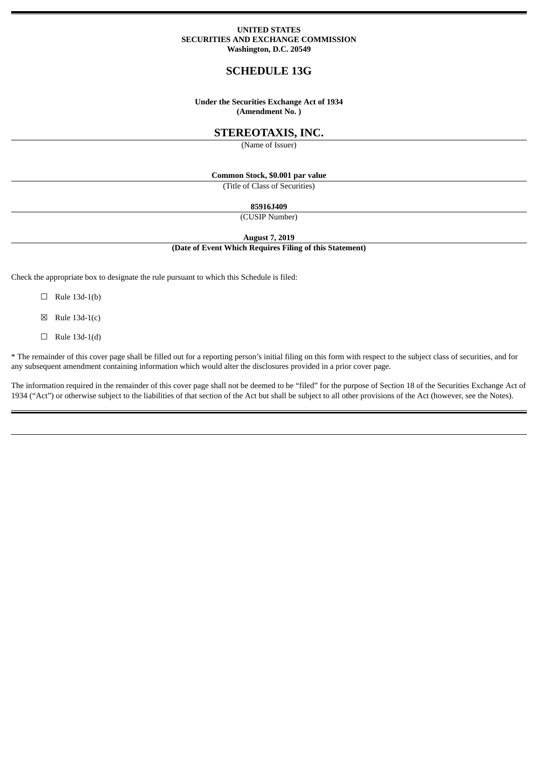**UNITED STATES**
**SECURITIES AND EXCHANGE COMMISSION**
**Washington, D.C. 20549**

# SCHEDULE 13G

**Under the Securities Exchange Act of 1934**
**(Amendment No. )**

## STEREOTAXIS, INC.

(Name of Issuer)

**Common Stock, $0.001 par value**

(Title of Class of Securities)

**85916J409**

(CUSIP Number)

**August 7, 2019**

**(Date of Event Which Requires Filing of this Statement)**

Check the appropriate box to designate the rule pursuant to which this Schedule is filed:

☐ Rule 13d-1(b)

☒ Rule 13d-1(c)

☐ Rule 13d-1(d)

* The remainder of this cover page shall be filled out for a reporting person’s initial filing on this form with respect to the subject class of securities, and for any subsequent amendment containing information which would alter the disclosures provided in a prior cover page.

The information required in the remainder of this cover page shall not be deemed to be “filed” for the purpose of Section 18 of the Securities Exchange Act of 1934 (“Act”) or otherwise subject to the liabilities of that section of the Act but shall be subject to all other provisions of the Act (however, see the Notes).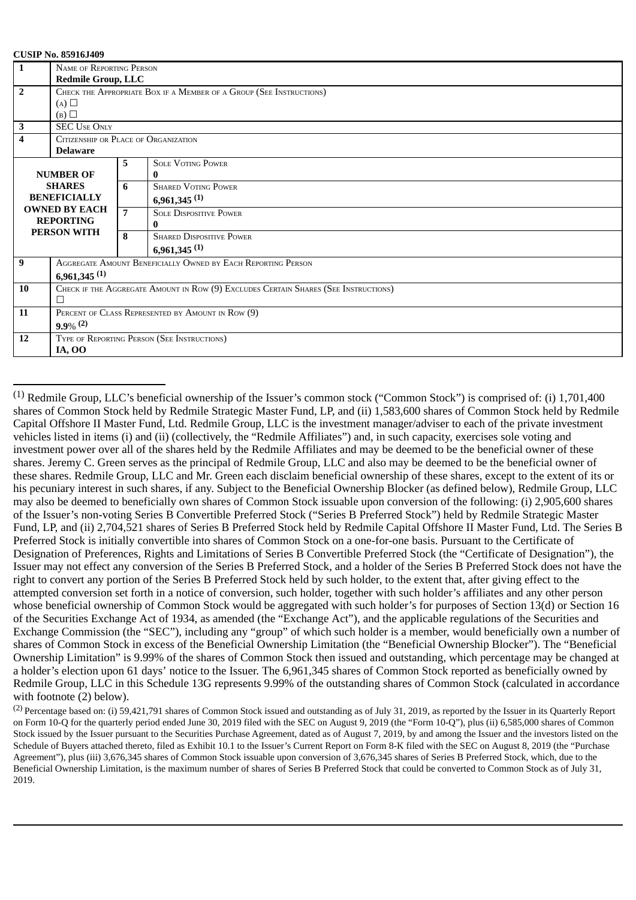**CUSIP No. 85916J409**

| | | | |
|---|---|---|---|
| 1 | NAME OF REPORTING PERSON<br>**Redmile Group, LLC** | | |
| 2 | CHECK THE APPROPRIATE BOX IF A MEMBER OF A GROUP (SEE INSTRUCTIONS)<br>(A) ☐<br>(B) ☐ | | |
| 3 | SEC USE ONLY | | |
| 4 | CITIZENSHIP OR PLACE OF ORGANIZATION<br>**Delaware** | | |
| **NUMBER OF SHARES BENEFICIALLY OWNED BY EACH REPORTING PERSON WITH** | | 5 | SOLE VOTING POWER<br>**0** |
| | | 6 | SHARED VOTING POWER<br>**6,961,345 (1)** |
| | | 7 | SOLE DISPOSITIVE POWER<br>**0** |
| | | 8 | SHARED DISPOSITIVE POWER<br>**6,961,345 (1)** |
| 9 | AGGREGATE AMOUNT BENEFICIALLY OWNED BY EACH REPORTING PERSON<br>**6,961,345 (1)** | | |
| 10 | CHECK IF THE AGGREGATE AMOUNT IN ROW (9) EXCLUDES CERTAIN SHARES (SEE INSTRUCTIONS)<br>☐ | | |
| 11 | PERCENT OF CLASS REPRESENTED BY AMOUNT IN ROW (9)<br>**9.9% (2)** | | |
| 12 | TYPE OF REPORTING PERSON (SEE INSTRUCTIONS)<br>**IA, OO** | | |

---

(1) Redmile Group, LLC's beneficial ownership of the Issuer's common stock ("Common Stock") is comprised of: (i) 1,701,400 shares of Common Stock held by Redmile Strategic Master Fund, LP, and (ii) 1,583,600 shares of Common Stock held by Redmile Capital Offshore II Master Fund, Ltd. Redmile Group, LLC is the investment manager/adviser to each of the private investment vehicles listed in items (i) and (ii) (collectively, the "Redmile Affiliates") and, in such capacity, exercises sole voting and investment power over all of the shares held by the Redmile Affiliates and may be deemed to be the beneficial owner of these shares. Jeremy C. Green serves as the principal of Redmile Group, LLC and also may be deemed to be the beneficial owner of these shares. Redmile Group, LLC and Mr. Green each disclaim beneficial ownership of these shares, except to the extent of its or his pecuniary interest in such shares, if any. Subject to the Beneficial Ownership Blocker (as defined below), Redmile Group, LLC may also be deemed to beneficially own shares of Common Stock issuable upon conversion of the following: (i) 2,905,600 shares of the Issuer's non-voting Series B Convertible Preferred Stock ("Series B Preferred Stock") held by Redmile Strategic Master Fund, LP, and (ii) 2,704,521 shares of Series B Preferred Stock held by Redmile Capital Offshore II Master Fund, Ltd. The Series B Preferred Stock is initially convertible into shares of Common Stock on a one-for-one basis. Pursuant to the Certificate of Designation of Preferences, Rights and Limitations of Series B Convertible Preferred Stock (the "Certificate of Designation"), the Issuer may not effect any conversion of the Series B Preferred Stock, and a holder of the Series B Preferred Stock does not have the right to convert any portion of the Series B Preferred Stock held by such holder, to the extent that, after giving effect to the attempted conversion set forth in a notice of conversion, such holder, together with such holder's affiliates and any other person whose beneficial ownership of Common Stock would be aggregated with such holder's for purposes of Section 13(d) or Section 16 of the Securities Exchange Act of 1934, as amended (the "Exchange Act"), and the applicable regulations of the Securities and Exchange Commission (the "SEC"), including any "group" of which such holder is a member, would beneficially own a number of shares of Common Stock in excess of the Beneficial Ownership Limitation (the "Beneficial Ownership Blocker"). The "Beneficial Ownership Limitation" is 9.99% of the shares of Common Stock then issued and outstanding, which percentage may be changed at a holder's election upon 61 days' notice to the Issuer. The 6,961,345 shares of Common Stock reported as beneficially owned by Redmile Group, LLC in this Schedule 13G represents 9.99% of the outstanding shares of Common Stock (calculated in accordance with footnote (2) below).

(2) Percentage based on: (i) 59,421,791 shares of Common Stock issued and outstanding as of July 31, 2019, as reported by the Issuer in its Quarterly Report on Form 10-Q for the quarterly period ended June 30, 2019 filed with the SEC on August 9, 2019 (the "Form 10-Q"), plus (ii) 6,585,000 shares of Common Stock issued by the Issuer pursuant to the Securities Purchase Agreement, dated as of August 7, 2019, by and among the Issuer and the investors listed on the Schedule of Buyers attached thereto, filed as Exhibit 10.1 to the Issuer's Current Report on Form 8-K filed with the SEC on August 8, 2019 (the "Purchase Agreement"), plus (iii) 3,676,345 shares of Common Stock issuable upon conversion of 3,676,345 shares of Series B Preferred Stock, which, due to the Beneficial Ownership Limitation, is the maximum number of shares of Series B Preferred Stock that could be converted to Common Stock as of July 31, 2019.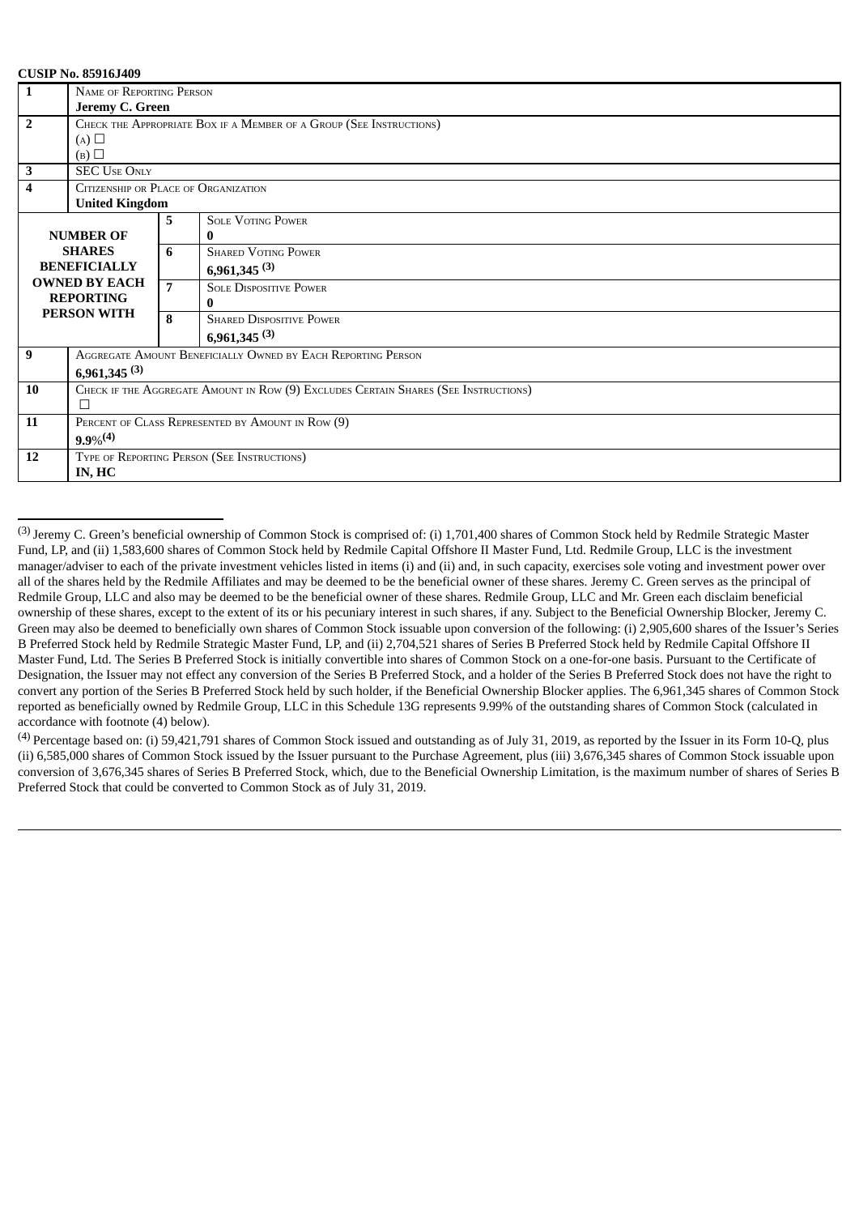**CUSIP No. 85916J409**

| | | | |
|---|---|---|---|
| 1 | NAME OF REPORTING PERSON<br>**Jeremy C. Green** | | |
| 2 | CHECK THE APPROPRIATE BOX IF A MEMBER OF A GROUP (SEE INSTRUCTIONS)<br>(A) ☐<br>(B) ☐ | | |
| 3 | SEC USE ONLY | | |
| 4 | CITIZENSHIP OR PLACE OF ORGANIZATION<br>**United Kingdom** | | |
| **NUMBER OF SHARES BENEFICIALLY OWNED BY EACH REPORTING PERSON WITH** | 5 | SOLE VOTING POWER<br>**0** | |
| | 6 | SHARED VOTING POWER<br>**6,961,345 (3)** | |
| | 7 | SOLE DISPOSITIVE POWER<br>**0** | |
| | 8 | SHARED DISPOSITIVE POWER<br>**6,961,345 (3)** | |
| 9 | AGGREGATE AMOUNT BENEFICIALLY OWNED BY EACH REPORTING PERSON<br>**6,961,345 (3)** | | |
| 10 | CHECK IF THE AGGREGATE AMOUNT IN ROW (9) EXCLUDES CERTAIN SHARES (SEE INSTRUCTIONS)<br>☐ | | |
| 11 | PERCENT OF CLASS REPRESENTED BY AMOUNT IN ROW (9)<br>**9.9%(4)** | | |
| 12 | TYPE OF REPORTING PERSON (SEE INSTRUCTIONS)<br>**IN, HC** | | |

---

(3) Jeremy C. Green's beneficial ownership of Common Stock is comprised of: (i) 1,701,400 shares of Common Stock held by Redmile Strategic Master Fund, LP, and (ii) 1,583,600 shares of Common Stock held by Redmile Capital Offshore II Master Fund, Ltd. Redmile Group, LLC is the investment manager/adviser to each of the private investment vehicles listed in items (i) and (ii) and, in such capacity, exercises sole voting and investment power over all of the shares held by the Redmile Affiliates and may be deemed to be the beneficial owner of these shares. Jeremy C. Green serves as the principal of Redmile Group, LLC and also may be deemed to be the beneficial owner of these shares. Redmile Group, LLC and Mr. Green each disclaim beneficial ownership of these shares, except to the extent of its or his pecuniary interest in such shares, if any. Subject to the Beneficial Ownership Blocker, Jeremy C. Green may also be deemed to beneficially own shares of Common Stock issuable upon conversion of the following: (i) 2,905,600 shares of the Issuer's Series B Preferred Stock held by Redmile Strategic Master Fund, LP, and (ii) 2,704,521 shares of Series B Preferred Stock held by Redmile Capital Offshore II Master Fund, Ltd. The Series B Preferred Stock is initially convertible into shares of Common Stock on a one-for-one basis. Pursuant to the Certificate of Designation, the Issuer may not effect any conversion of the Series B Preferred Stock, and a holder of the Series B Preferred Stock does not have the right to convert any portion of the Series B Preferred Stock held by such holder, if the Beneficial Ownership Blocker applies. The 6,961,345 shares of Common Stock reported as beneficially owned by Redmile Group, LLC in this Schedule 13G represents 9.99% of the outstanding shares of Common Stock (calculated in accordance with footnote (4) below).

(4) Percentage based on: (i) 59,421,791 shares of Common Stock issued and outstanding as of July 31, 2019, as reported by the Issuer in its Form 10-Q, plus (ii) 6,585,000 shares of Common Stock issued by the Issuer pursuant to the Purchase Agreement, plus (iii) 3,676,345 shares of Common Stock issuable upon conversion of 3,676,345 shares of Series B Preferred Stock, which, due to the Beneficial Ownership Limitation, is the maximum number of shares of Series B Preferred Stock that could be converted to Common Stock as of July 31, 2019.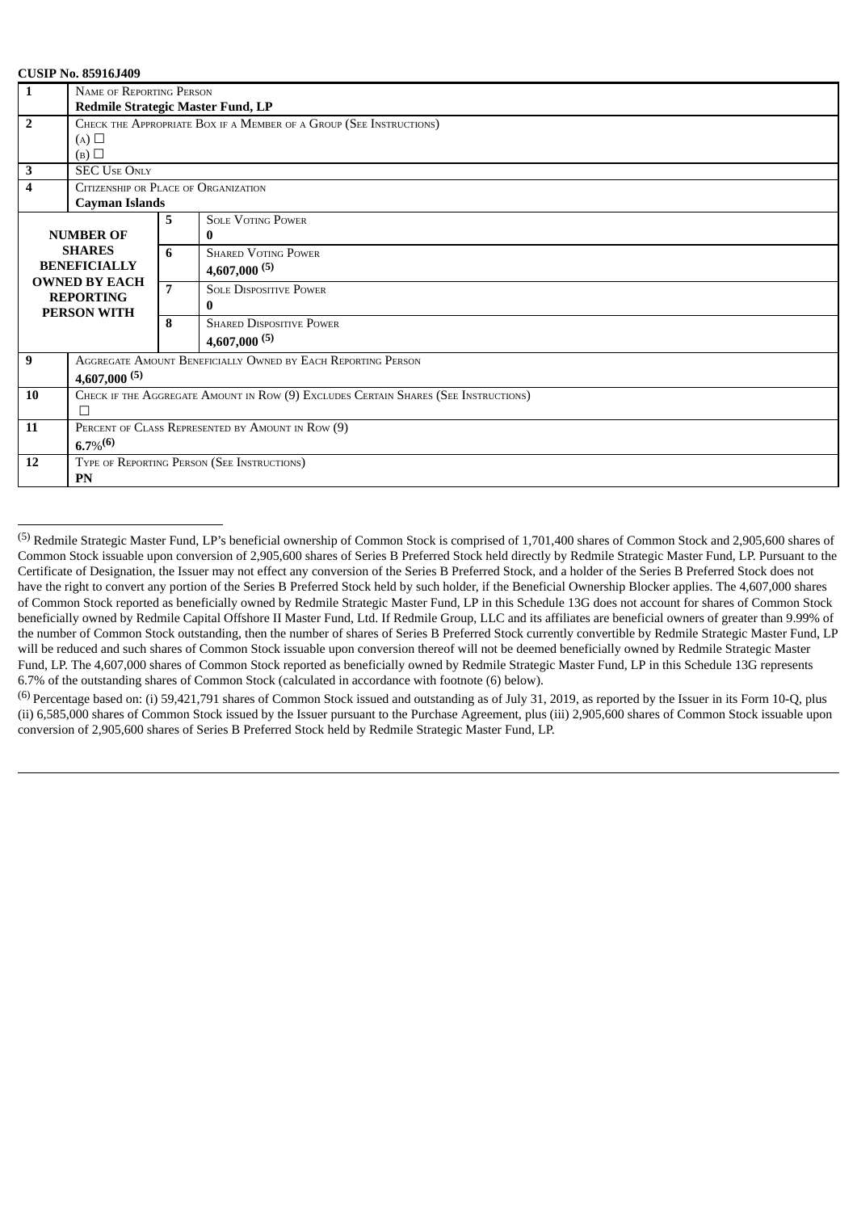**CUSIP No. 85916J409**

| | | | |
|---|---|---|---|
| 1 | NAME OF REPORTING PERSON<br>**Redmile Strategic Master Fund, LP** | | |
| 2 | CHECK THE APPROPRIATE BOX IF A MEMBER OF A GROUP (SEE INSTRUCTIONS)<br>(A) ☐<br>(B) ☐ | | |
| 3 | SEC USE ONLY | | |
| 4 | CITIZENSHIP OR PLACE OF ORGANIZATION<br>**Cayman Islands** | | |
| **NUMBER OF SHARES BENEFICIALLY OWNED BY EACH REPORTING PERSON WITH** | | 5 | SOLE VOTING POWER<br>**0** |
| | | 6 | SHARED VOTING POWER<br>**4,607,000 (5)** |
| | | 7 | SOLE DISPOSITIVE POWER<br>**0** |
| | | 8 | SHARED DISPOSITIVE POWER<br>**4,607,000 (5)** |
| 9 | AGGREGATE AMOUNT BENEFICIALLY OWNED BY EACH REPORTING PERSON<br>**4,607,000 (5)** | | |
| 10 | CHECK IF THE AGGREGATE AMOUNT IN ROW (9) EXCLUDES CERTAIN SHARES (SEE INSTRUCTIONS)<br>☐ | | |
| 11 | PERCENT OF CLASS REPRESENTED BY AMOUNT IN ROW (9)<br>**6.7%(6)** | | |
| 12 | TYPE OF REPORTING PERSON (SEE INSTRUCTIONS)<br>**PN** | | |

---

(5) Redmile Strategic Master Fund, LP's beneficial ownership of Common Stock is comprised of 1,701,400 shares of Common Stock and 2,905,600 shares of Common Stock issuable upon conversion of 2,905,600 shares of Series B Preferred Stock held directly by Redmile Strategic Master Fund, LP. Pursuant to the Certificate of Designation, the Issuer may not effect any conversion of the Series B Preferred Stock, and a holder of the Series B Preferred Stock does not have the right to convert any portion of the Series B Preferred Stock held by such holder, if the Beneficial Ownership Blocker applies. The 4,607,000 shares of Common Stock reported as beneficially owned by Redmile Strategic Master Fund, LP in this Schedule 13G does not account for shares of Common Stock beneficially owned by Redmile Capital Offshore II Master Fund, Ltd. If Redmile Group, LLC and its affiliates are beneficial owners of greater than 9.99% of the number of Common Stock outstanding, then the number of shares of Series B Preferred Stock currently convertible by Redmile Strategic Master Fund, LP will be reduced and such shares of Common Stock issuable upon conversion thereof will not be deemed beneficially owned by Redmile Strategic Master Fund, LP. The 4,607,000 shares of Common Stock reported as beneficially owned by Redmile Strategic Master Fund, LP in this Schedule 13G represents 6.7% of the outstanding shares of Common Stock (calculated in accordance with footnote (6) below).

(6) Percentage based on: (i) 59,421,791 shares of Common Stock issued and outstanding as of July 31, 2019, as reported by the Issuer in its Form 10-Q, plus (ii) 6,585,000 shares of Common Stock issued by the Issuer pursuant to the Purchase Agreement, plus (iii) 2,905,600 shares of Common Stock issuable upon conversion of 2,905,600 shares of Series B Preferred Stock held by Redmile Strategic Master Fund, LP.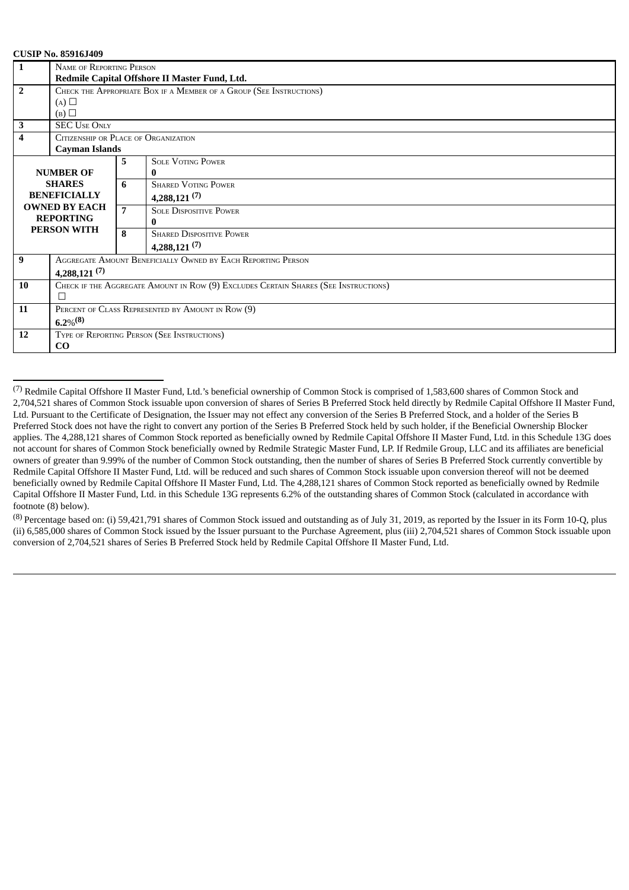**CUSIP No. 85916J409**

| | | | |
|---|---|---|---|
| 1 | NAME OF REPORTING PERSON<br>**Redmile Capital Offshore II Master Fund, Ltd.** | | |
| 2 | CHECK THE APPROPRIATE BOX IF A MEMBER OF A GROUP (SEE INSTRUCTIONS)<br>(A) ☐<br>(B) ☐ | | |
| 3 | SEC USE ONLY | | |
| 4 | CITIZENSHIP OR PLACE OF ORGANIZATION<br>**Cayman Islands** | | |
| **NUMBER OF SHARES BENEFICIALLY OWNED BY EACH REPORTING PERSON WITH** | | 5 | SOLE VOTING POWER<br>**0** |
| | | 6 | SHARED VOTING POWER<br>**4,288,121** (7) |
| | | 7 | SOLE DISPOSITIVE POWER<br>**0** |
| | | 8 | SHARED DISPOSITIVE POWER<br>**4,288,121** (7) |
| 9 | AGGREGATE AMOUNT BENEFICIALLY OWNED BY EACH REPORTING PERSON<br>**4,288,121** (7) | | |
| 10 | CHECK IF THE AGGREGATE AMOUNT IN ROW (9) EXCLUDES CERTAIN SHARES (SEE INSTRUCTIONS)<br>☐ | | |
| 11 | PERCENT OF CLASS REPRESENTED BY AMOUNT IN ROW (9)<br>**6.2%** (8) | | |
| 12 | TYPE OF REPORTING PERSON (SEE INSTRUCTIONS)<br>**CO** | | |

---

(7) Redmile Capital Offshore II Master Fund, Ltd.'s beneficial ownership of Common Stock is comprised of 1,583,600 shares of Common Stock and 2,704,521 shares of Common Stock issuable upon conversion of shares of Series B Preferred Stock held directly by Redmile Capital Offshore II Master Fund, Ltd. Pursuant to the Certificate of Designation, the Issuer may not effect any conversion of the Series B Preferred Stock, and a holder of the Series B Preferred Stock does not have the right to convert any portion of the Series B Preferred Stock held by such holder, if the Beneficial Ownership Blocker applies. The 4,288,121 shares of Common Stock reported as beneficially owned by Redmile Capital Offshore II Master Fund, Ltd. in this Schedule 13G does not account for shares of Common Stock beneficially owned by Redmile Strategic Master Fund, LP. If Redmile Group, LLC and its affiliates are beneficial owners of greater than 9.99% of the number of Common Stock outstanding, then the number of shares of Series B Preferred Stock currently convertible by Redmile Capital Offshore II Master Fund, Ltd. will be reduced and such shares of Common Stock issuable upon conversion thereof will not be deemed beneficially owned by Redmile Capital Offshore II Master Fund, Ltd. The 4,288,121 shares of Common Stock reported as beneficially owned by Redmile Capital Offshore II Master Fund, Ltd. in this Schedule 13G represents 6.2% of the outstanding shares of Common Stock (calculated in accordance with footnote (8) below).

(8) Percentage based on: (i) 59,421,791 shares of Common Stock issued and outstanding as of July 31, 2019, as reported by the Issuer in its Form 10-Q, plus (ii) 6,585,000 shares of Common Stock issued by the Issuer pursuant to the Purchase Agreement, plus (iii) 2,704,521 shares of Common Stock issuable upon conversion of 2,704,521 shares of Series B Preferred Stock held by Redmile Capital Offshore II Master Fund, Ltd.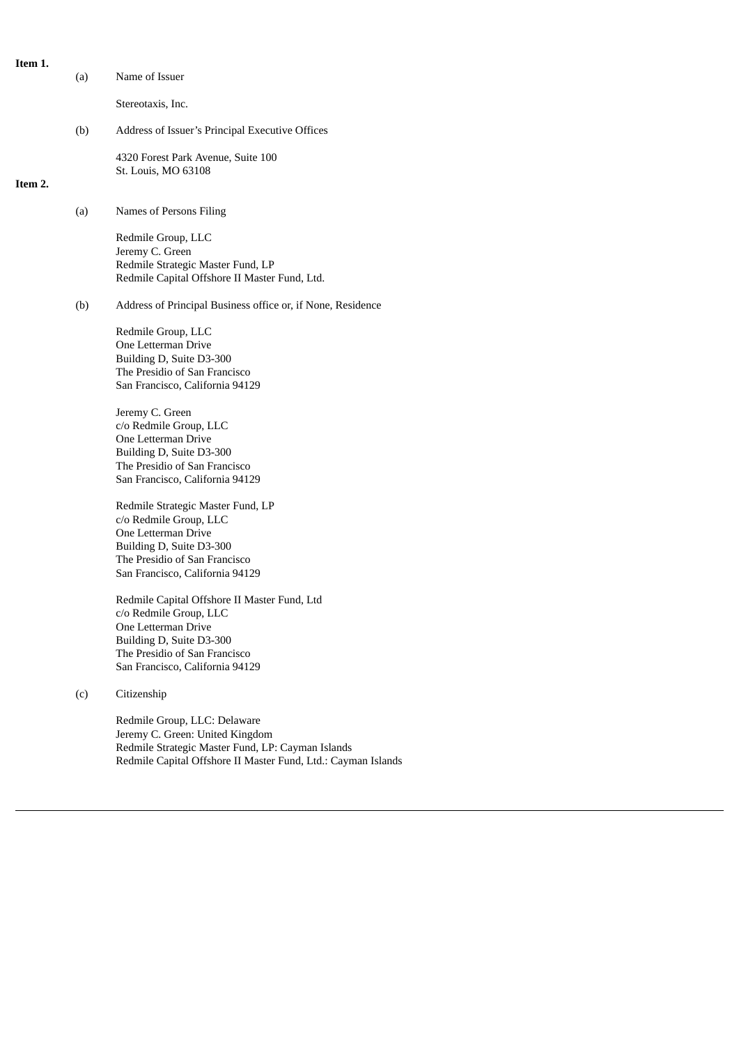**Item 1.**

(a) Name of Issuer

Stereotaxis, Inc.

(b) Address of Issuer's Principal Executive Offices

4320 Forest Park Avenue, Suite 100
St. Louis, MO 63108

**Item 2.**

(a) Names of Persons Filing

Redmile Group, LLC
Jeremy C. Green
Redmile Strategic Master Fund, LP
Redmile Capital Offshore II Master Fund, Ltd.

(b) Address of Principal Business office or, if None, Residence

Redmile Group, LLC
One Letterman Drive
Building D, Suite D3-300
The Presidio of San Francisco
San Francisco, California 94129

Jeremy C. Green
c/o Redmile Group, LLC
One Letterman Drive
Building D, Suite D3-300
The Presidio of San Francisco
San Francisco, California 94129

Redmile Strategic Master Fund, LP
c/o Redmile Group, LLC
One Letterman Drive
Building D, Suite D3-300
The Presidio of San Francisco
San Francisco, California 94129

Redmile Capital Offshore II Master Fund, Ltd
c/o Redmile Group, LLC
One Letterman Drive
Building D, Suite D3-300
The Presidio of San Francisco
San Francisco, California 94129

(c) Citizenship

Redmile Group, LLC: Delaware
Jeremy C. Green: United Kingdom
Redmile Strategic Master Fund, LP: Cayman Islands
Redmile Capital Offshore II Master Fund, Ltd.: Cayman Islands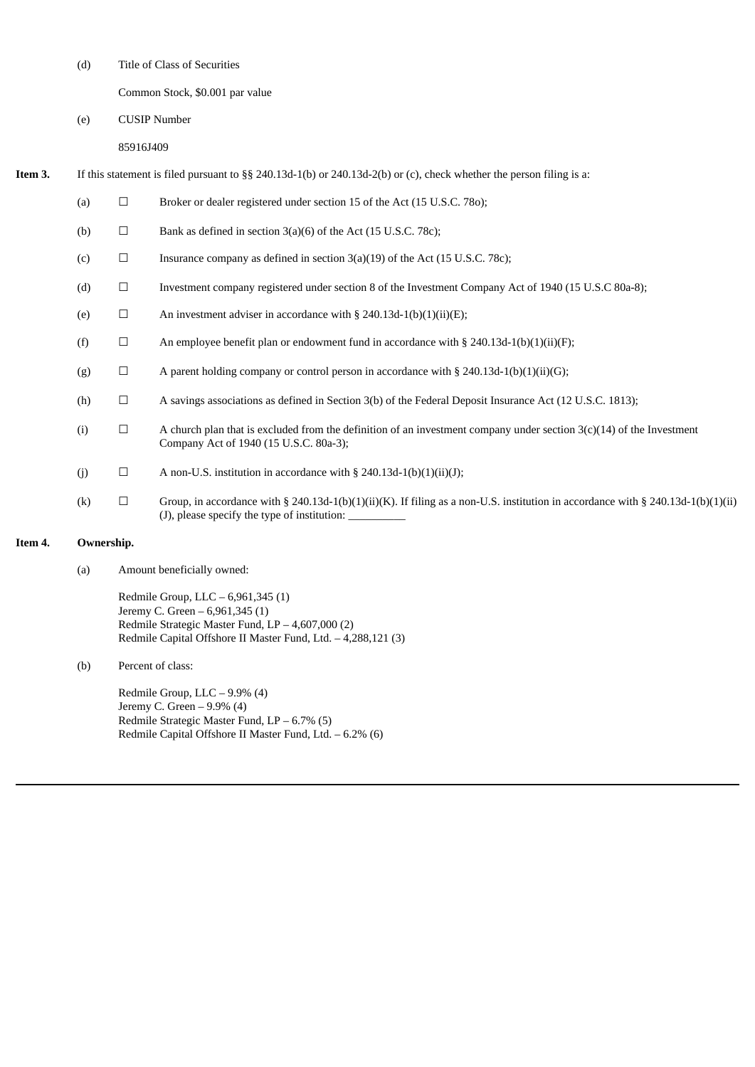(d) Title of Class of Securities

Common Stock, $0.001 par value

(e) CUSIP Number

85916J409

**Item 3.** If this statement is filed pursuant to §§ 240.13d-1(b) or 240.13d-2(b) or (c), check whether the person filing is a:

(a) ☐ Broker or dealer registered under section 15 of the Act (15 U.S.C. 78o);

(b) ☐ Bank as defined in section 3(a)(6) of the Act (15 U.S.C. 78c);

(c) ☐ Insurance company as defined in section 3(a)(19) of the Act (15 U.S.C. 78c);

(d) ☐ Investment company registered under section 8 of the Investment Company Act of 1940 (15 U.S.C 80a-8);

(e) ☐ An investment adviser in accordance with § 240.13d-1(b)(1)(ii)(E);

(f) ☐ An employee benefit plan or endowment fund in accordance with § 240.13d-1(b)(1)(ii)(F);

(g) ☐ A parent holding company or control person in accordance with § 240.13d-1(b)(1)(ii)(G);

(h) ☐ A savings associations as defined in Section 3(b) of the Federal Deposit Insurance Act (12 U.S.C. 1813);

(i) ☐ A church plan that is excluded from the definition of an investment company under section 3(c)(14) of the Investment Company Act of 1940 (15 U.S.C. 80a-3);

(j) ☐ A non-U.S. institution in accordance with § 240.13d-1(b)(1)(ii)(J);

(k) ☐ Group, in accordance with § 240.13d-1(b)(1)(ii)(K). If filing as a non-U.S. institution in accordance with § 240.13d-1(b)(1)(ii)(J), please specify the type of institution: __________

**Item 4. Ownership.**

(a) Amount beneficially owned:

Redmile Group, LLC – 6,961,345 (1)
Jeremy C. Green – 6,961,345 (1)
Redmile Strategic Master Fund, LP – 4,607,000 (2)
Redmile Capital Offshore II Master Fund, Ltd. – 4,288,121 (3)

(b) Percent of class:

Redmile Group, LLC – 9.9% (4)
Jeremy C. Green – 9.9% (4)
Redmile Strategic Master Fund, LP – 6.7% (5)
Redmile Capital Offshore II Master Fund, Ltd. – 6.2% (6)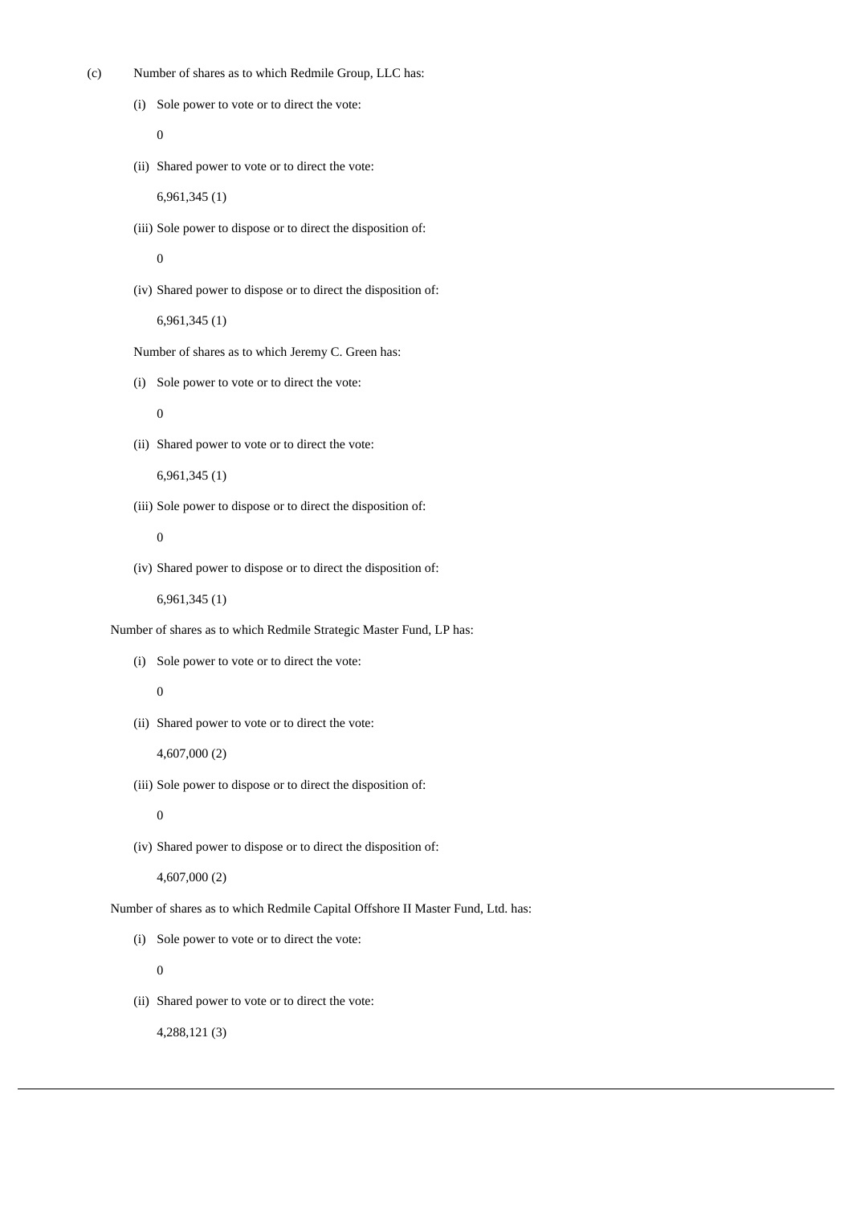(c) Number of shares as to which Redmile Group, LLC has:

(i) Sole power to vote or to direct the vote:

0

(ii) Shared power to vote or to direct the vote:

6,961,345 (1)

(iii) Sole power to dispose or to direct the disposition of:

0

(iv) Shared power to dispose or to direct the disposition of:

6,961,345 (1)

Number of shares as to which Jeremy C. Green has:

(i) Sole power to vote or to direct the vote:

0

(ii) Shared power to vote or to direct the vote:

6,961,345 (1)

(iii) Sole power to dispose or to direct the disposition of:

0

(iv) Shared power to dispose or to direct the disposition of:

6,961,345 (1)

Number of shares as to which Redmile Strategic Master Fund, LP has:

(i) Sole power to vote or to direct the vote:

0

(ii) Shared power to vote or to direct the vote:

4,607,000 (2)

(iii) Sole power to dispose or to direct the disposition of:

0

(iv) Shared power to dispose or to direct the disposition of:

4,607,000 (2)

Number of shares as to which Redmile Capital Offshore II Master Fund, Ltd. has:

(i) Sole power to vote or to direct the vote:

0

(ii) Shared power to vote or to direct the vote:

4,288,121 (3)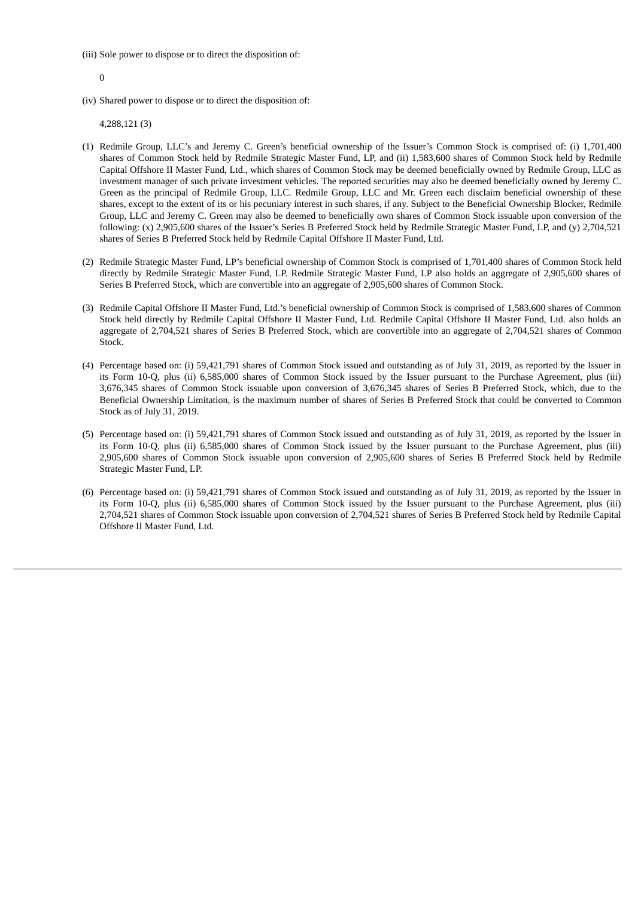(iii) Sole power to dispose or to direct the disposition of:

0

(iv) Shared power to dispose or to direct the disposition of:

4,288,121 (3)

(1) Redmile Group, LLC's and Jeremy C. Green's beneficial ownership of the Issuer's Common Stock is comprised of: (i) 1,701,400 shares of Common Stock held by Redmile Strategic Master Fund, LP, and (ii) 1,583,600 shares of Common Stock held by Redmile Capital Offshore II Master Fund, Ltd., which shares of Common Stock may be deemed beneficially owned by Redmile Group, LLC as investment manager of such private investment vehicles. The reported securities may also be deemed beneficially owned by Jeremy C. Green as the principal of Redmile Group, LLC. Redmile Group, LLC and Mr. Green each disclaim beneficial ownership of these shares, except to the extent of its or his pecuniary interest in such shares, if any. Subject to the Beneficial Ownership Blocker, Redmile Group, LLC and Jeremy C. Green may also be deemed to beneficially own shares of Common Stock issuable upon conversion of the following: (x) 2,905,600 shares of the Issuer's Series B Preferred Stock held by Redmile Strategic Master Fund, LP, and (y) 2,704,521 shares of Series B Preferred Stock held by Redmile Capital Offshore II Master Fund, Ltd.

(2) Redmile Strategic Master Fund, LP's beneficial ownership of Common Stock is comprised of 1,701,400 shares of Common Stock held directly by Redmile Strategic Master Fund, LP. Redmile Strategic Master Fund, LP also holds an aggregate of 2,905,600 shares of Series B Preferred Stock, which are convertible into an aggregate of 2,905,600 shares of Common Stock.

(3) Redmile Capital Offshore II Master Fund, Ltd.'s beneficial ownership of Common Stock is comprised of 1,583,600 shares of Common Stock held directly by Redmile Capital Offshore II Master Fund, Ltd. Redmile Capital Offshore II Master Fund, Ltd. also holds an aggregate of 2,704,521 shares of Series B Preferred Stock, which are convertible into an aggregate of 2,704,521 shares of Common Stock.

(4) Percentage based on: (i) 59,421,791 shares of Common Stock issued and outstanding as of July 31, 2019, as reported by the Issuer in its Form 10-Q, plus (ii) 6,585,000 shares of Common Stock issued by the Issuer pursuant to the Purchase Agreement, plus (iii) 3,676,345 shares of Common Stock issuable upon conversion of 3,676,345 shares of Series B Preferred Stock, which, due to the Beneficial Ownership Limitation, is the maximum number of shares of Series B Preferred Stock that could be converted to Common Stock as of July 31, 2019.

(5) Percentage based on: (i) 59,421,791 shares of Common Stock issued and outstanding as of July 31, 2019, as reported by the Issuer in its Form 10-Q, plus (ii) 6,585,000 shares of Common Stock issued by the Issuer pursuant to the Purchase Agreement, plus (iii) 2,905,600 shares of Common Stock issuable upon conversion of 2,905,600 shares of Series B Preferred Stock held by Redmile Strategic Master Fund, LP.

(6) Percentage based on: (i) 59,421,791 shares of Common Stock issued and outstanding as of July 31, 2019, as reported by the Issuer in its Form 10-Q, plus (ii) 6,585,000 shares of Common Stock issued by the Issuer pursuant to the Purchase Agreement, plus (iii) 2,704,521 shares of Common Stock issuable upon conversion of 2,704,521 shares of Series B Preferred Stock held by Redmile Capital Offshore II Master Fund, Ltd.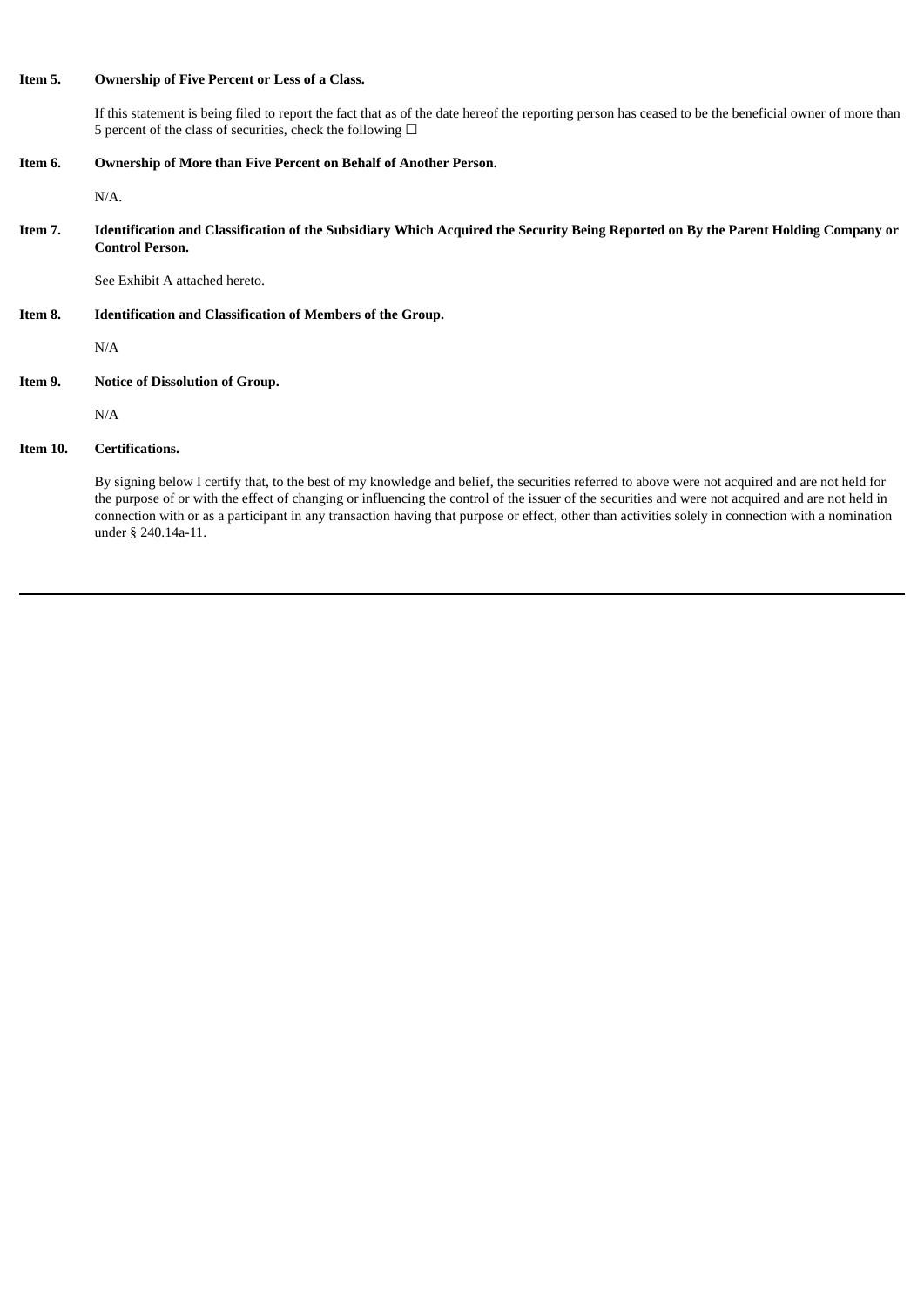**Item 5. Ownership of Five Percent or Less of a Class.**

If this statement is being filed to report the fact that as of the date hereof the reporting person has ceased to be the beneficial owner of more than 5 percent of the class of securities, check the following ☐

**Item 6. Ownership of More than Five Percent on Behalf of Another Person.**

N/A.

**Item 7. Identification and Classification of the Subsidiary Which Acquired the Security Being Reported on By the Parent Holding Company or Control Person.**

See Exhibit A attached hereto.

**Item 8. Identification and Classification of Members of the Group.**

N/A

**Item 9. Notice of Dissolution of Group.**

N/A

**Item 10. Certifications.**

By signing below I certify that, to the best of my knowledge and belief, the securities referred to above were not acquired and are not held for the purpose of or with the effect of changing or influencing the control of the issuer of the securities and were not acquired and are not held in connection with or as a participant in any transaction having that purpose or effect, other than activities solely in connection with a nomination under § 240.14a-11.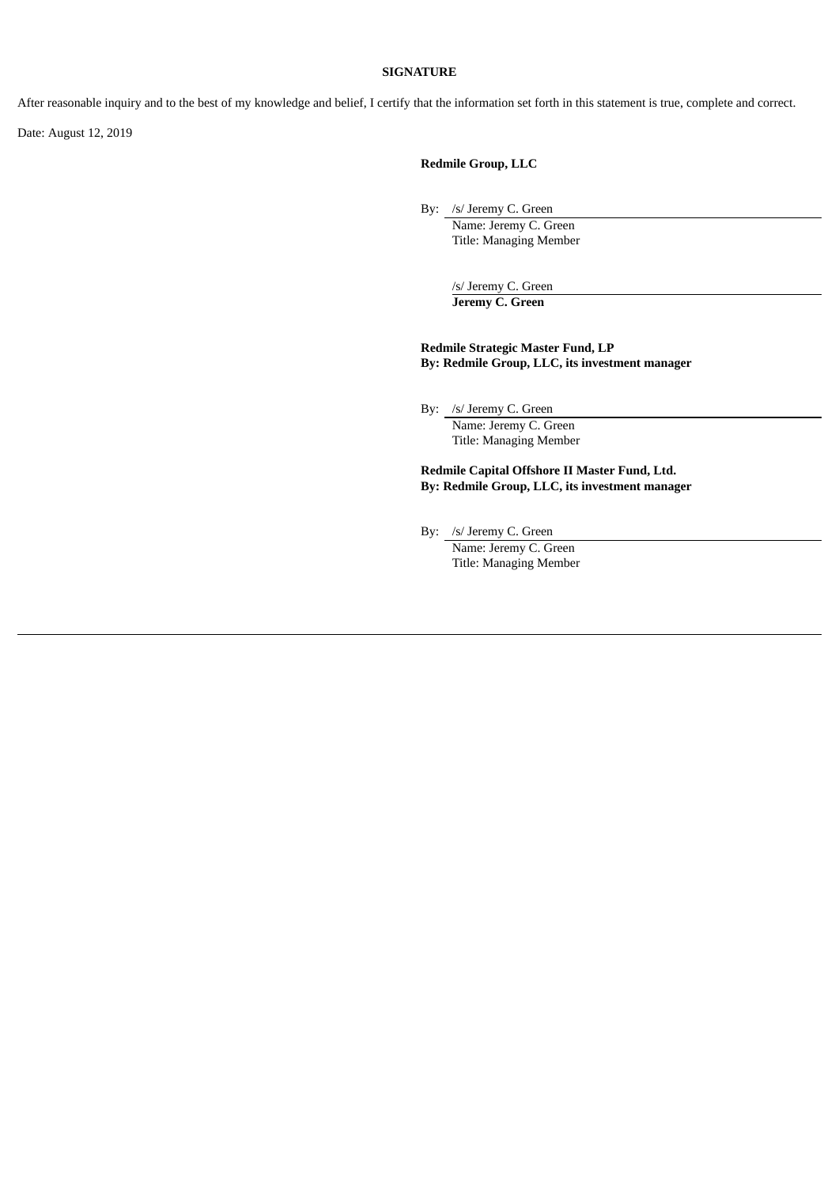**SIGNATURE**

After reasonable inquiry and to the best of my knowledge and belief, I certify that the information set forth in this statement is true, complete and correct.

Date: August 12, 2019

**Redmile Group, LLC**

By: /s/ Jeremy C. Green
Name: Jeremy C. Green
Title: Managing Member

/s/ Jeremy C. Green
**Jeremy C. Green**

**Redmile Strategic Master Fund, LP**
**By: Redmile Group, LLC, its investment manager**

By: /s/ Jeremy C. Green
Name: Jeremy C. Green
Title: Managing Member

**Redmile Capital Offshore II Master Fund, Ltd.**
**By: Redmile Group, LLC, its investment manager**

By: /s/ Jeremy C. Green
Name: Jeremy C. Green
Title: Managing Member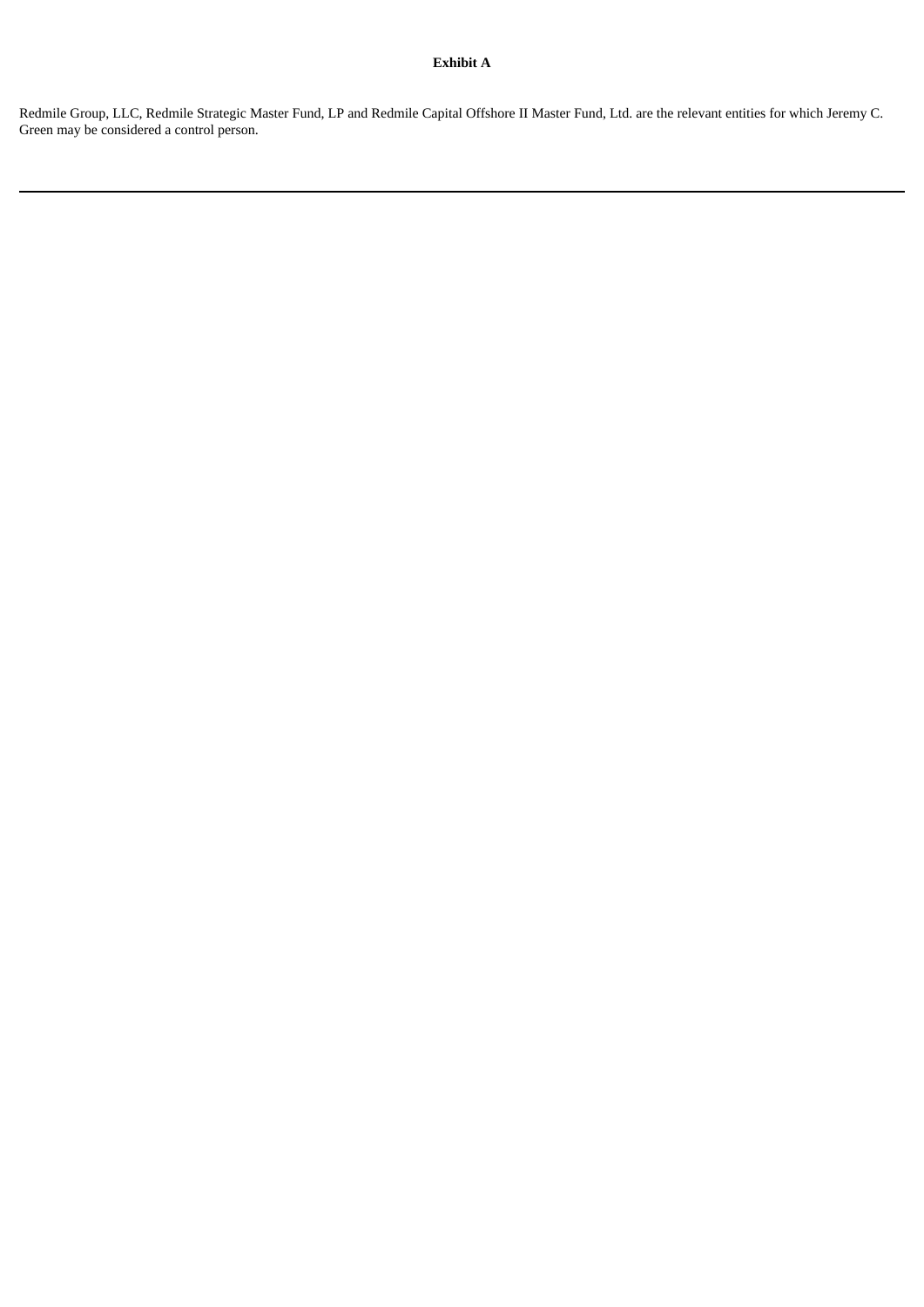**Exhibit A**

Redmile Group, LLC, Redmile Strategic Master Fund, LP and Redmile Capital Offshore II Master Fund, Ltd. are the relevant entities for which Jeremy C. Green may be considered a control person.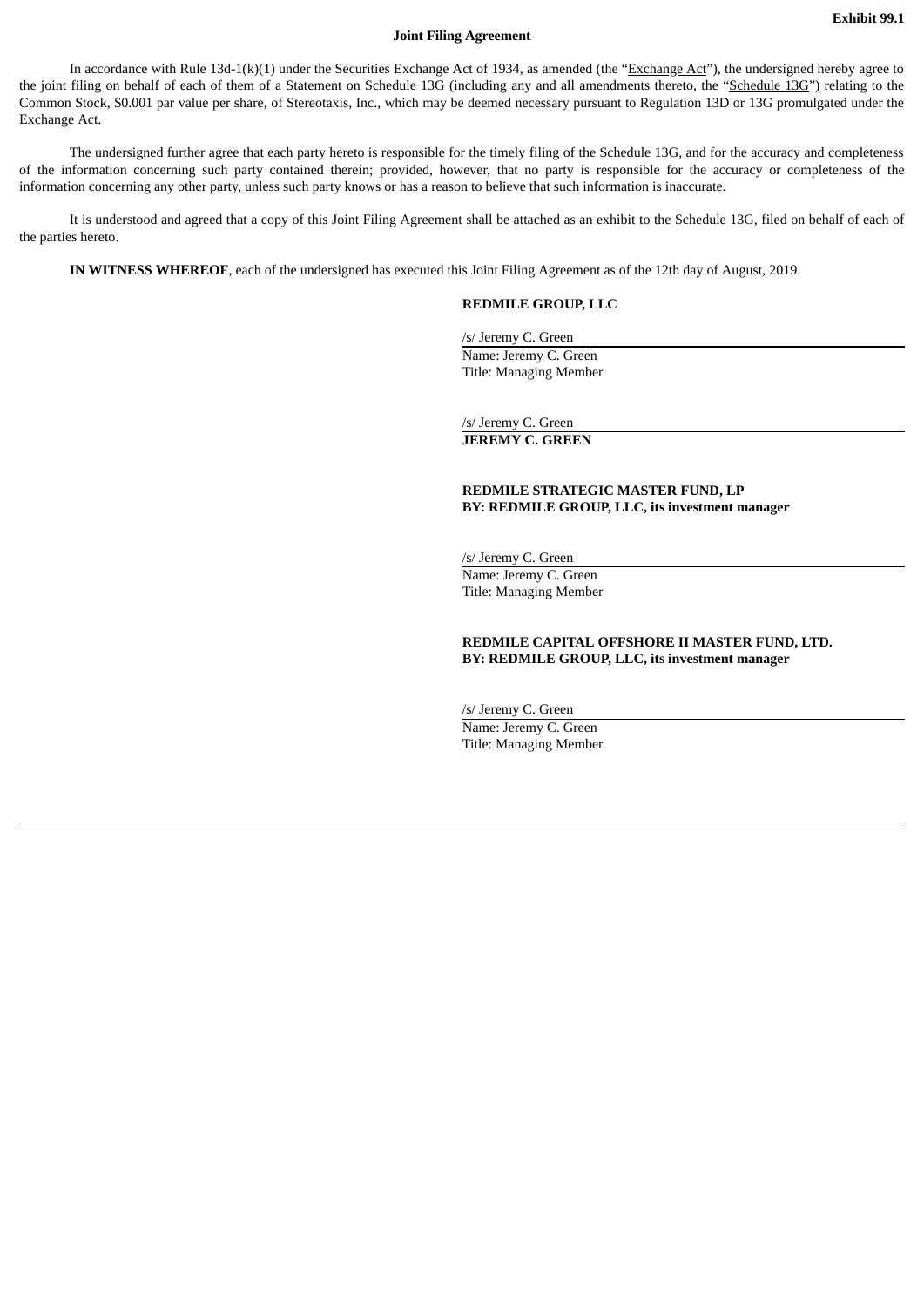**Exhibit 99.1**

**Joint Filing Agreement**

In accordance with Rule 13d-1(k)(1) under the Securities Exchange Act of 1934, as amended (the "Exchange Act"), the undersigned hereby agree to the joint filing on behalf of each of them of a Statement on Schedule 13G (including any and all amendments thereto, the "Schedule 13G") relating to the Common Stock, $0.001 par value per share, of Stereotaxis, Inc., which may be deemed necessary pursuant to Regulation 13D or 13G promulgated under the Exchange Act.

The undersigned further agree that each party hereto is responsible for the timely filing of the Schedule 13G, and for the accuracy and completeness of the information concerning such party contained therein; provided, however, that no party is responsible for the accuracy or completeness of the information concerning any other party, unless such party knows or has a reason to believe that such information is inaccurate.

It is understood and agreed that a copy of this Joint Filing Agreement shall be attached as an exhibit to the Schedule 13G, filed on behalf of each of the parties hereto.

**IN WITNESS WHEREOF**, each of the undersigned has executed this Joint Filing Agreement as of the 12th day of August, 2019.

**REDMILE GROUP, LLC**

/s/ Jeremy C. Green
Name: Jeremy C. Green
Title: Managing Member

/s/ Jeremy C. Green
**JEREMY C. GREEN**

**REDMILE STRATEGIC MASTER FUND, LP**
**BY: REDMILE GROUP, LLC, its investment manager**

/s/ Jeremy C. Green
Name: Jeremy C. Green
Title: Managing Member

**REDMILE CAPITAL OFFSHORE II MASTER FUND, LTD.**
**BY: REDMILE GROUP, LLC, its investment manager**

/s/ Jeremy C. Green
Name: Jeremy C. Green
Title: Managing Member